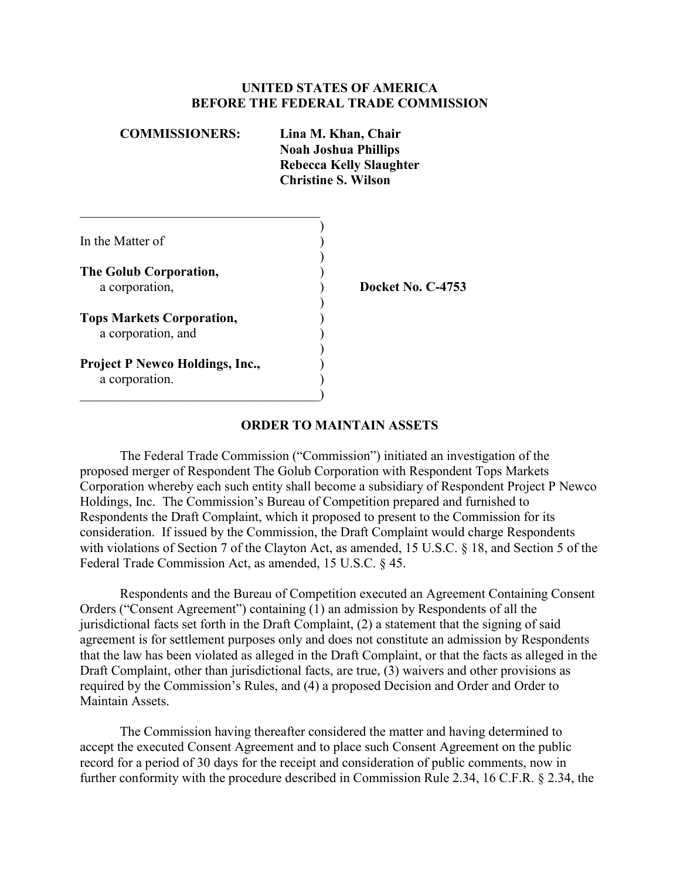**UNITED STATES OF AMERICA**
**BEFORE THE FEDERAL TRADE COMMISSION**

**COMMISSIONERS:** **Lina M. Khan, Chair**
**Noah Joshua Phillips**
**Rebecca Kelly Slaughter**
**Christine S. Wilson**

In the Matter of

**The Golub Corporation,**
a corporation,

**Tops Markets Corporation,**
a corporation, and

**Project P Newco Holdings, Inc.,**
a corporation.

**Docket No. C-4753**

## ORDER TO MAINTAIN ASSETS

The Federal Trade Commission ("Commission") initiated an investigation of the proposed merger of Respondent The Golub Corporation with Respondent Tops Markets Corporation whereby each such entity shall become a subsidiary of Respondent Project P Newco Holdings, Inc. The Commission's Bureau of Competition prepared and furnished to Respondents the Draft Complaint, which it proposed to present to the Commission for its consideration. If issued by the Commission, the Draft Complaint would charge Respondents with violations of Section 7 of the Clayton Act, as amended, 15 U.S.C. § 18, and Section 5 of the Federal Trade Commission Act, as amended, 15 U.S.C. § 45.

Respondents and the Bureau of Competition executed an Agreement Containing Consent Orders ("Consent Agreement") containing (1) an admission by Respondents of all the jurisdictional facts set forth in the Draft Complaint, (2) a statement that the signing of said agreement is for settlement purposes only and does not constitute an admission by Respondents that the law has been violated as alleged in the Draft Complaint, or that the facts as alleged in the Draft Complaint, other than jurisdictional facts, are true, (3) waivers and other provisions as required by the Commission's Rules, and (4) a proposed Decision and Order and Order to Maintain Assets.

The Commission having thereafter considered the matter and having determined to accept the executed Consent Agreement and to place such Consent Agreement on the public record for a period of 30 days for the receipt and consideration of public comments, now in further conformity with the procedure described in Commission Rule 2.34, 16 C.F.R. § 2.34, the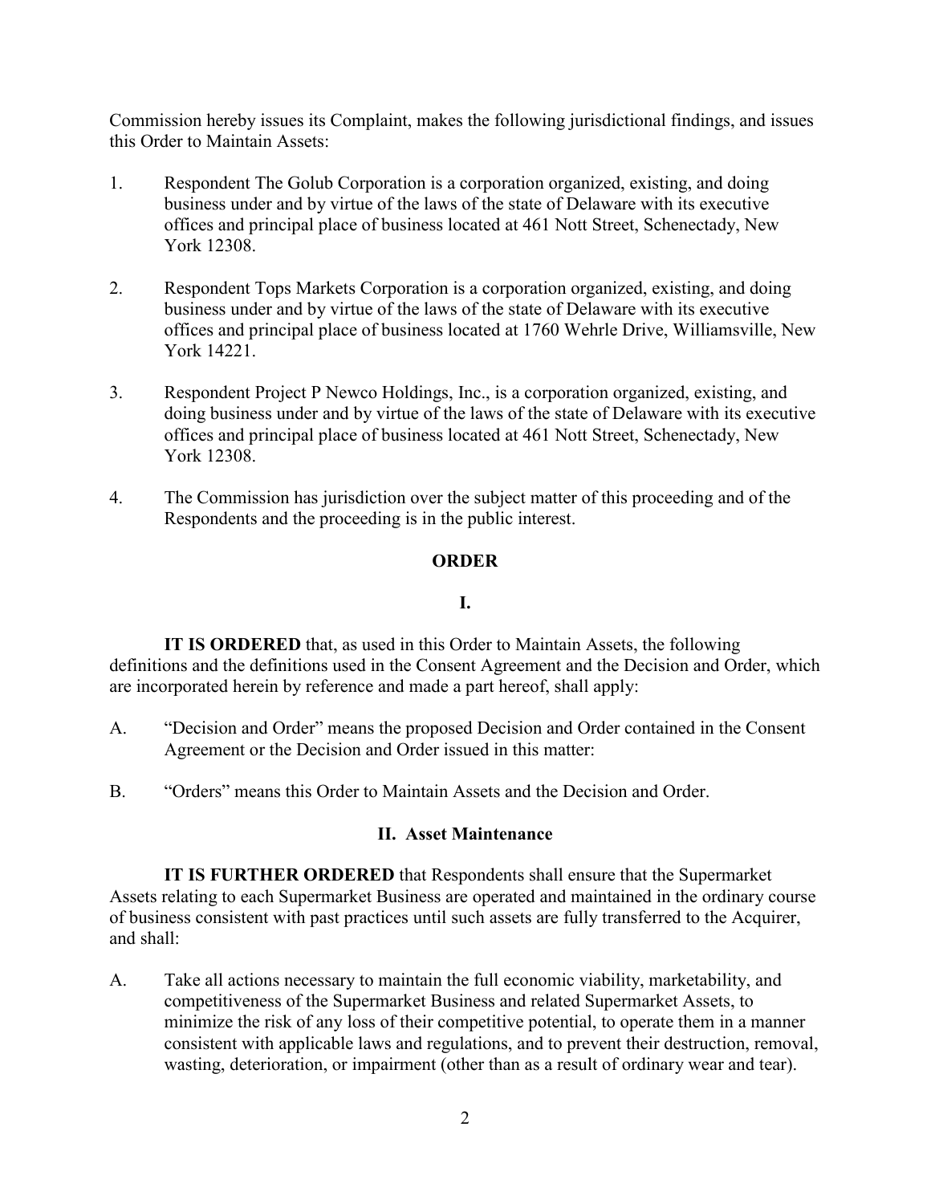Commission hereby issues its Complaint, makes the following jurisdictional findings, and issues this Order to Maintain Assets:

1. Respondent The Golub Corporation is a corporation organized, existing, and doing business under and by virtue of the laws of the state of Delaware with its executive offices and principal place of business located at 461 Nott Street, Schenectady, New York 12308.

2. Respondent Tops Markets Corporation is a corporation organized, existing, and doing business under and by virtue of the laws of the state of Delaware with its executive offices and principal place of business located at 1760 Wehrle Drive, Williamsville, New York 14221.

3. Respondent Project P Newco Holdings, Inc., is a corporation organized, existing, and doing business under and by virtue of the laws of the state of Delaware with its executive offices and principal place of business located at 461 Nott Street, Schenectady, New York 12308.

4. The Commission has jurisdiction over the subject matter of this proceeding and of the Respondents and the proceeding is in the public interest.

## ORDER

### I.

**IT IS ORDERED** that, as used in this Order to Maintain Assets, the following definitions and the definitions used in the Consent Agreement and the Decision and Order, which are incorporated herein by reference and made a part hereof, shall apply:

A. "Decision and Order" means the proposed Decision and Order contained in the Consent Agreement or the Decision and Order issued in this matter:

B. "Orders" means this Order to Maintain Assets and the Decision and Order.

### II. Asset Maintenance

**IT IS FURTHER ORDERED** that Respondents shall ensure that the Supermarket Assets relating to each Supermarket Business are operated and maintained in the ordinary course of business consistent with past practices until such assets are fully transferred to the Acquirer, and shall:

A. Take all actions necessary to maintain the full economic viability, marketability, and competitiveness of the Supermarket Business and related Supermarket Assets, to minimize the risk of any loss of their competitive potential, to operate them in a manner consistent with applicable laws and regulations, and to prevent their destruction, removal, wasting, deterioration, or impairment (other than as a result of ordinary wear and tear).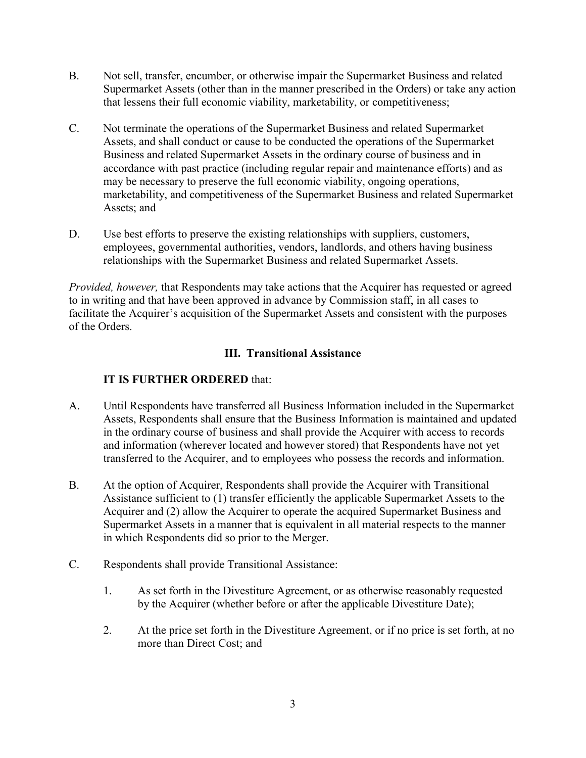B. Not sell, transfer, encumber, or otherwise impair the Supermarket Business and related Supermarket Assets (other than in the manner prescribed in the Orders) or take any action that lessens their full economic viability, marketability, or competitiveness;

C. Not terminate the operations of the Supermarket Business and related Supermarket Assets, and shall conduct or cause to be conducted the operations of the Supermarket Business and related Supermarket Assets in the ordinary course of business and in accordance with past practice (including regular repair and maintenance efforts) and as may be necessary to preserve the full economic viability, ongoing operations, marketability, and competitiveness of the Supermarket Business and related Supermarket Assets; and

D. Use best efforts to preserve the existing relationships with suppliers, customers, employees, governmental authorities, vendors, landlords, and others having business relationships with the Supermarket Business and related Supermarket Assets.

*Provided, however,* that Respondents may take actions that the Acquirer has requested or agreed to in writing and that have been approved in advance by Commission staff, in all cases to facilitate the Acquirer's acquisition of the Supermarket Assets and consistent with the purposes of the Orders.

## III. Transitional Assistance

**IT IS FURTHER ORDERED** that:

A. Until Respondents have transferred all Business Information included in the Supermarket Assets, Respondents shall ensure that the Business Information is maintained and updated in the ordinary course of business and shall provide the Acquirer with access to records and information (wherever located and however stored) that Respondents have not yet transferred to the Acquirer, and to employees who possess the records and information.

B. At the option of Acquirer, Respondents shall provide the Acquirer with Transitional Assistance sufficient to (1) transfer efficiently the applicable Supermarket Assets to the Acquirer and (2) allow the Acquirer to operate the acquired Supermarket Business and Supermarket Assets in a manner that is equivalent in all material respects to the manner in which Respondents did so prior to the Merger.

C. Respondents shall provide Transitional Assistance:

   1. As set forth in the Divestiture Agreement, or as otherwise reasonably requested by the Acquirer (whether before or after the applicable Divestiture Date);

   2. At the price set forth in the Divestiture Agreement, or if no price is set forth, at no more than Direct Cost; and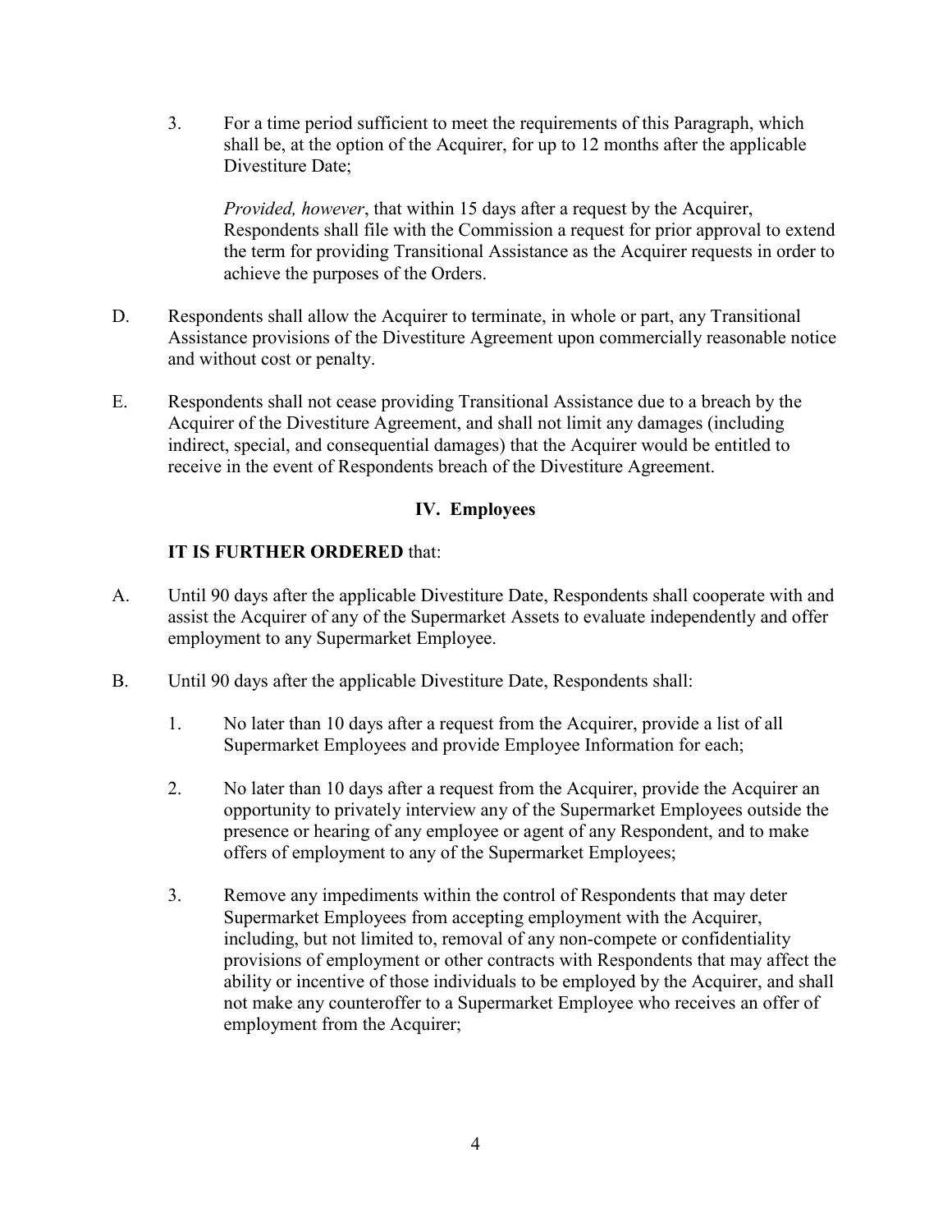3. For a time period sufficient to meet the requirements of this Paragraph, which shall be, at the option of the Acquirer, for up to 12 months after the applicable Divestiture Date;

   *Provided, however*, that within 15 days after a request by the Acquirer, Respondents shall file with the Commission a request for prior approval to extend the term for providing Transitional Assistance as the Acquirer requests in order to achieve the purposes of the Orders.

D. Respondents shall allow the Acquirer to terminate, in whole or part, any Transitional Assistance provisions of the Divestiture Agreement upon commercially reasonable notice and without cost or penalty.

E. Respondents shall not cease providing Transitional Assistance due to a breach by the Acquirer of the Divestiture Agreement, and shall not limit any damages (including indirect, special, and consequential damages) that the Acquirer would be entitled to receive in the event of Respondents breach of the Divestiture Agreement.

## IV. Employees

**IT IS FURTHER ORDERED** that:

A. Until 90 days after the applicable Divestiture Date, Respondents shall cooperate with and assist the Acquirer of any of the Supermarket Assets to evaluate independently and offer employment to any Supermarket Employee.

B. Until 90 days after the applicable Divestiture Date, Respondents shall:

1. No later than 10 days after a request from the Acquirer, provide a list of all Supermarket Employees and provide Employee Information for each;

2. No later than 10 days after a request from the Acquirer, provide the Acquirer an opportunity to privately interview any of the Supermarket Employees outside the presence or hearing of any employee or agent of any Respondent, and to make offers of employment to any of the Supermarket Employees;

3. Remove any impediments within the control of Respondents that may deter Supermarket Employees from accepting employment with the Acquirer, including, but not limited to, removal of any non-compete or confidentiality provisions of employment or other contracts with Respondents that may affect the ability or incentive of those individuals to be employed by the Acquirer, and shall not make any counteroffer to a Supermarket Employee who receives an offer of employment from the Acquirer;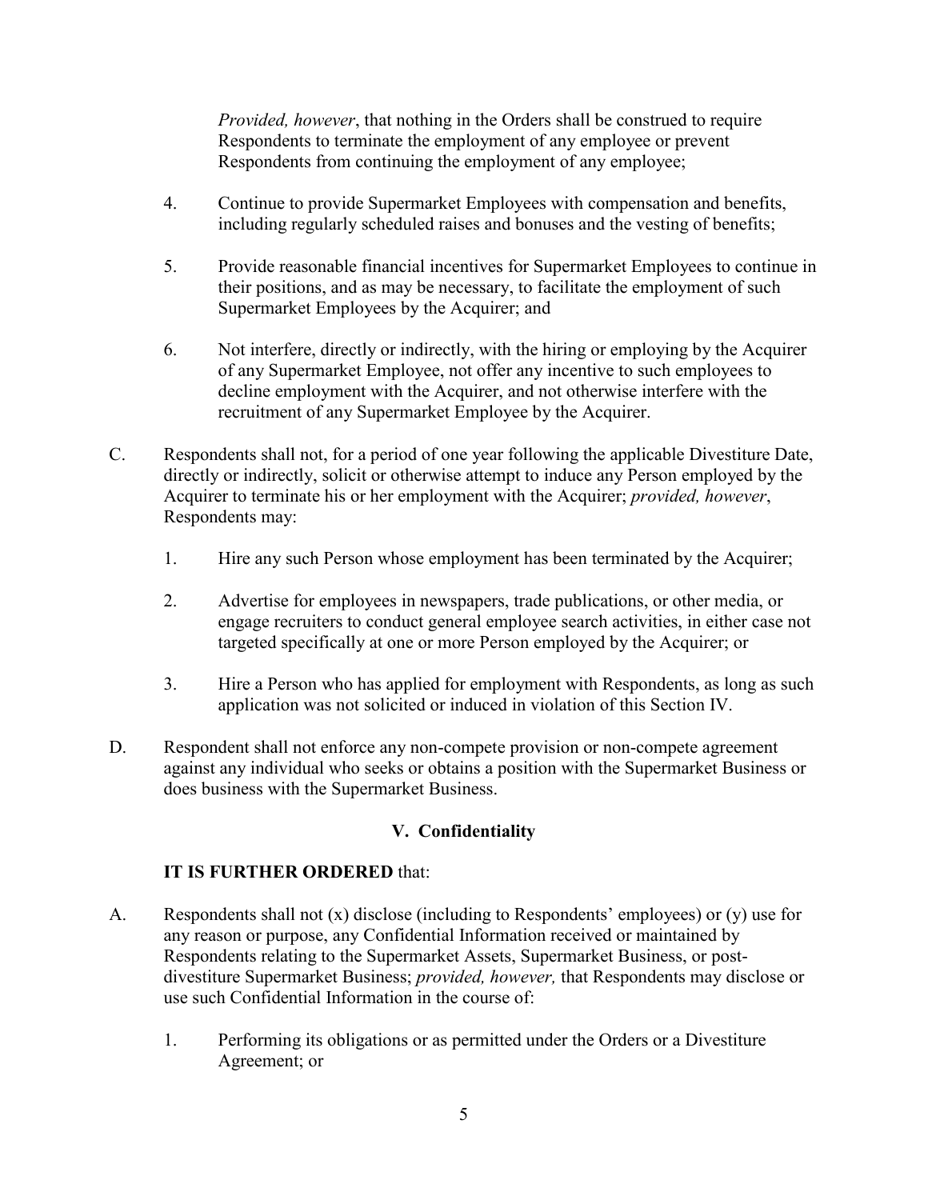*Provided, however*, that nothing in the Orders shall be construed to require Respondents to terminate the employment of any employee or prevent Respondents from continuing the employment of any employee;

4. Continue to provide Supermarket Employees with compensation and benefits, including regularly scheduled raises and bonuses and the vesting of benefits;

5. Provide reasonable financial incentives for Supermarket Employees to continue in their positions, and as may be necessary, to facilitate the employment of such Supermarket Employees by the Acquirer; and

6. Not interfere, directly or indirectly, with the hiring or employing by the Acquirer of any Supermarket Employee, not offer any incentive to such employees to decline employment with the Acquirer, and not otherwise interfere with the recruitment of any Supermarket Employee by the Acquirer.

C. Respondents shall not, for a period of one year following the applicable Divestiture Date, directly or indirectly, solicit or otherwise attempt to induce any Person employed by the Acquirer to terminate his or her employment with the Acquirer; *provided, however*, Respondents may:

   1. Hire any such Person whose employment has been terminated by the Acquirer;

   2. Advertise for employees in newspapers, trade publications, or other media, or engage recruiters to conduct general employee search activities, in either case not targeted specifically at one or more Person employed by the Acquirer; or

   3. Hire a Person who has applied for employment with Respondents, as long as such application was not solicited or induced in violation of this Section IV.

D. Respondent shall not enforce any non-compete provision or non-compete agreement against any individual who seeks or obtains a position with the Supermarket Business or does business with the Supermarket Business.

## V. Confidentiality

**IT IS FURTHER ORDERED** that:

A. Respondents shall not (x) disclose (including to Respondents' employees) or (y) use for any reason or purpose, any Confidential Information received or maintained by Respondents relating to the Supermarket Assets, Supermarket Business, or post-divestiture Supermarket Business; *provided, however,* that Respondents may disclose or use such Confidential Information in the course of:

   1. Performing its obligations or as permitted under the Orders or a Divestiture Agreement; or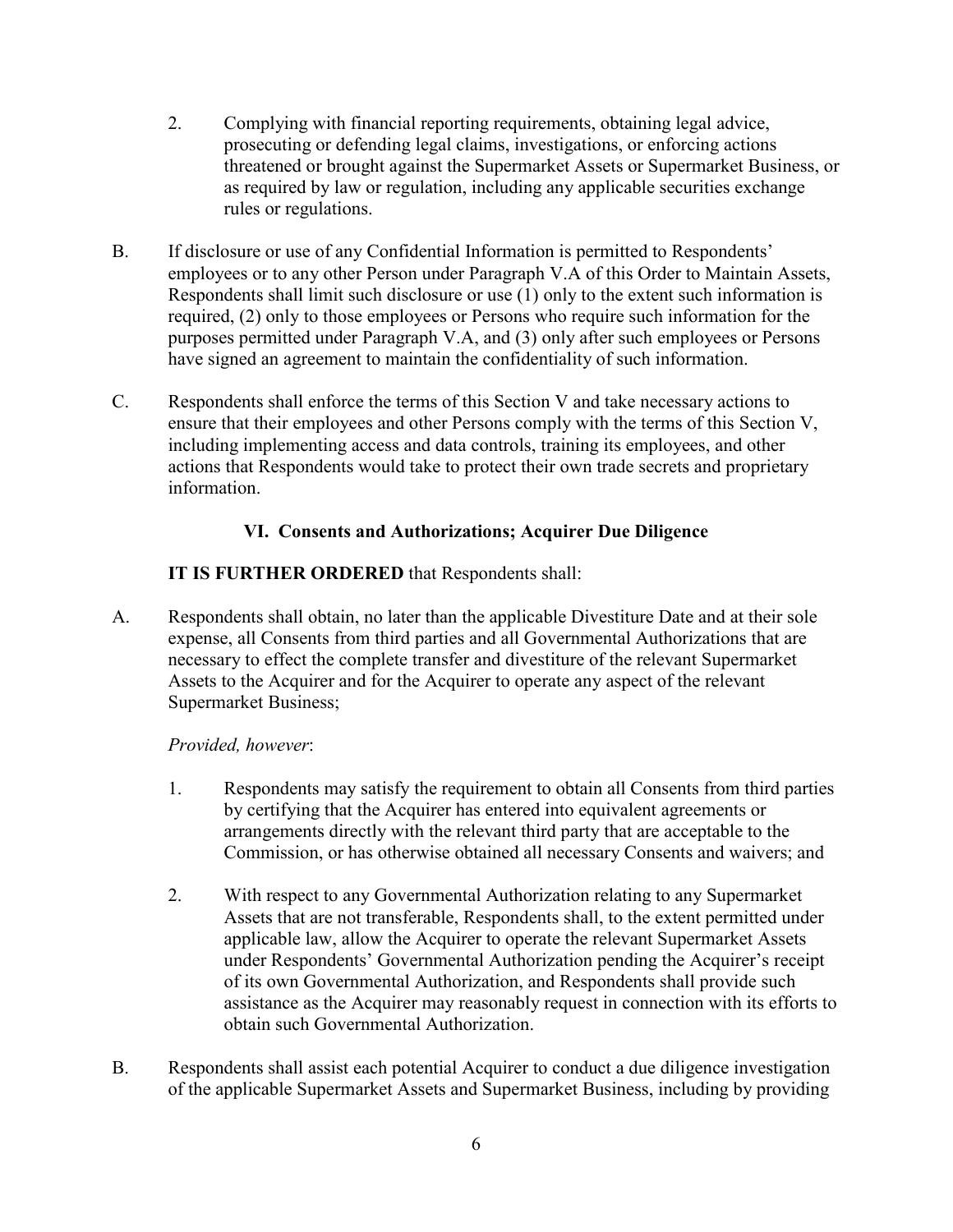2. Complying with financial reporting requirements, obtaining legal advice, prosecuting or defending legal claims, investigations, or enforcing actions threatened or brought against the Supermarket Assets or Supermarket Business, or as required by law or regulation, including any applicable securities exchange rules or regulations.

B. If disclosure or use of any Confidential Information is permitted to Respondents' employees or to any other Person under Paragraph V.A of this Order to Maintain Assets, Respondents shall limit such disclosure or use (1) only to the extent such information is required, (2) only to those employees or Persons who require such information for the purposes permitted under Paragraph V.A, and (3) only after such employees or Persons have signed an agreement to maintain the confidentiality of such information.

C. Respondents shall enforce the terms of this Section V and take necessary actions to ensure that their employees and other Persons comply with the terms of this Section V, including implementing access and data controls, training its employees, and other actions that Respondents would take to protect their own trade secrets and proprietary information.

## VI. Consents and Authorizations; Acquirer Due Diligence

**IT IS FURTHER ORDERED** that Respondents shall:

A. Respondents shall obtain, no later than the applicable Divestiture Date and at their sole expense, all Consents from third parties and all Governmental Authorizations that are necessary to effect the complete transfer and divestiture of the relevant Supermarket Assets to the Acquirer and for the Acquirer to operate any aspect of the relevant Supermarket Business;

*Provided, however*:

1. Respondents may satisfy the requirement to obtain all Consents from third parties by certifying that the Acquirer has entered into equivalent agreements or arrangements directly with the relevant third party that are acceptable to the Commission, or has otherwise obtained all necessary Consents and waivers; and

2. With respect to any Governmental Authorization relating to any Supermarket Assets that are not transferable, Respondents shall, to the extent permitted under applicable law, allow the Acquirer to operate the relevant Supermarket Assets under Respondents' Governmental Authorization pending the Acquirer's receipt of its own Governmental Authorization, and Respondents shall provide such assistance as the Acquirer may reasonably request in connection with its efforts to obtain such Governmental Authorization.

B. Respondents shall assist each potential Acquirer to conduct a due diligence investigation of the applicable Supermarket Assets and Supermarket Business, including by providing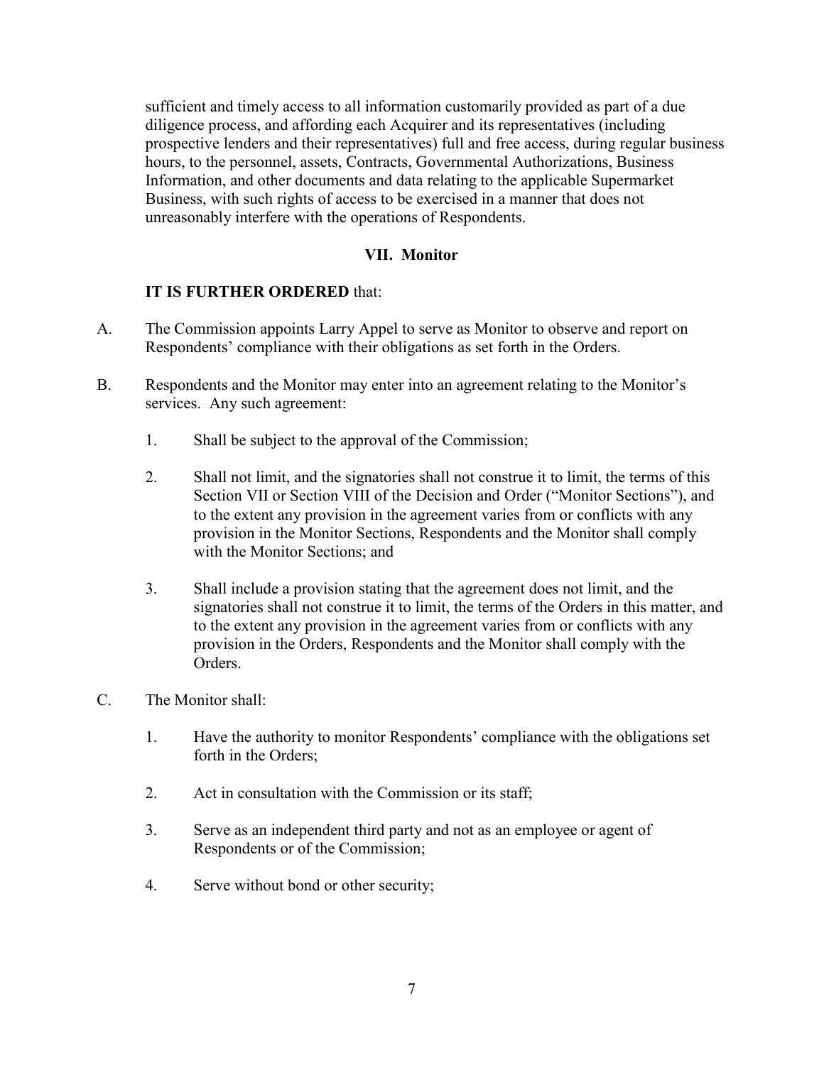sufficient and timely access to all information customarily provided as part of a due diligence process, and affording each Acquirer and its representatives (including prospective lenders and their representatives) full and free access, during regular business hours, to the personnel, assets, Contracts, Governmental Authorizations, Business Information, and other documents and data relating to the applicable Supermarket Business, with such rights of access to be exercised in a manner that does not unreasonably interfere with the operations of Respondents.

## VII. Monitor

**IT IS FURTHER ORDERED** that:

A. The Commission appoints Larry Appel to serve as Monitor to observe and report on Respondents' compliance with their obligations as set forth in the Orders.

B. Respondents and the Monitor may enter into an agreement relating to the Monitor's services. Any such agreement:

1. Shall be subject to the approval of the Commission;

2. Shall not limit, and the signatories shall not construe it to limit, the terms of this Section VII or Section VIII of the Decision and Order ("Monitor Sections"), and to the extent any provision in the agreement varies from or conflicts with any provision in the Monitor Sections, Respondents and the Monitor shall comply with the Monitor Sections; and

3. Shall include a provision stating that the agreement does not limit, and the signatories shall not construe it to limit, the terms of the Orders in this matter, and to the extent any provision in the agreement varies from or conflicts with any provision in the Orders, Respondents and the Monitor shall comply with the Orders.

C. The Monitor shall:

1. Have the authority to monitor Respondents' compliance with the obligations set forth in the Orders;

2. Act in consultation with the Commission or its staff;

3. Serve as an independent third party and not as an employee or agent of Respondents or of the Commission;

4. Serve without bond or other security;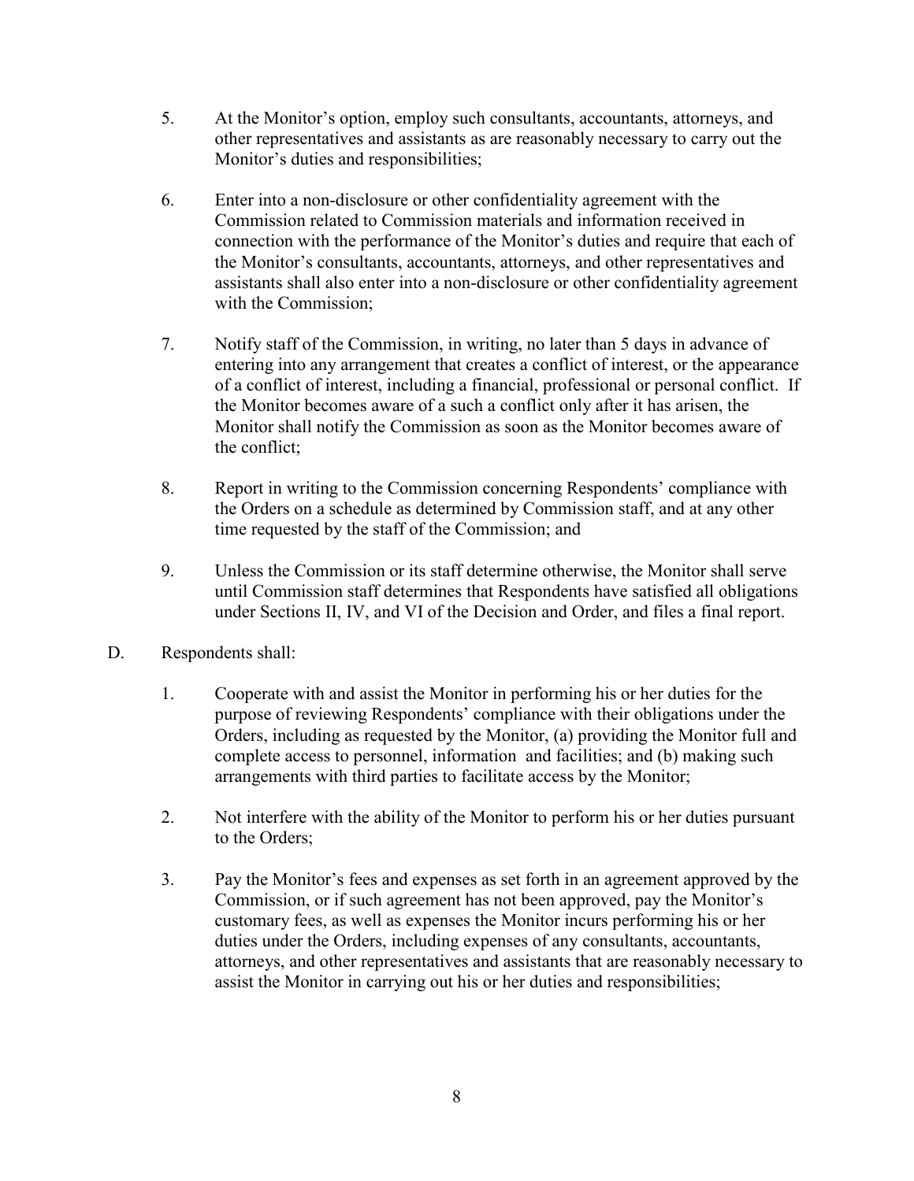5. At the Monitor's option, employ such consultants, accountants, attorneys, and other representatives and assistants as are reasonably necessary to carry out the Monitor's duties and responsibilities;

6. Enter into a non-disclosure or other confidentiality agreement with the Commission related to Commission materials and information received in connection with the performance of the Monitor's duties and require that each of the Monitor's consultants, accountants, attorneys, and other representatives and assistants shall also enter into a non-disclosure or other confidentiality agreement with the Commission;

7. Notify staff of the Commission, in writing, no later than 5 days in advance of entering into any arrangement that creates a conflict of interest, or the appearance of a conflict of interest, including a financial, professional or personal conflict. If the Monitor becomes aware of a such a conflict only after it has arisen, the Monitor shall notify the Commission as soon as the Monitor becomes aware of the conflict;

8. Report in writing to the Commission concerning Respondents' compliance with the Orders on a schedule as determined by Commission staff, and at any other time requested by the staff of the Commission; and

9. Unless the Commission or its staff determine otherwise, the Monitor shall serve until Commission staff determines that Respondents have satisfied all obligations under Sections II, IV, and VI of the Decision and Order, and files a final report.

D. Respondents shall:

1. Cooperate with and assist the Monitor in performing his or her duties for the purpose of reviewing Respondents' compliance with their obligations under the Orders, including as requested by the Monitor, (a) providing the Monitor full and complete access to personnel, information and facilities; and (b) making such arrangements with third parties to facilitate access by the Monitor;

2. Not interfere with the ability of the Monitor to perform his or her duties pursuant to the Orders;

3. Pay the Monitor's fees and expenses as set forth in an agreement approved by the Commission, or if such agreement has not been approved, pay the Monitor's customary fees, as well as expenses the Monitor incurs performing his or her duties under the Orders, including expenses of any consultants, accountants, attorneys, and other representatives and assistants that are reasonably necessary to assist the Monitor in carrying out his or her duties and responsibilities;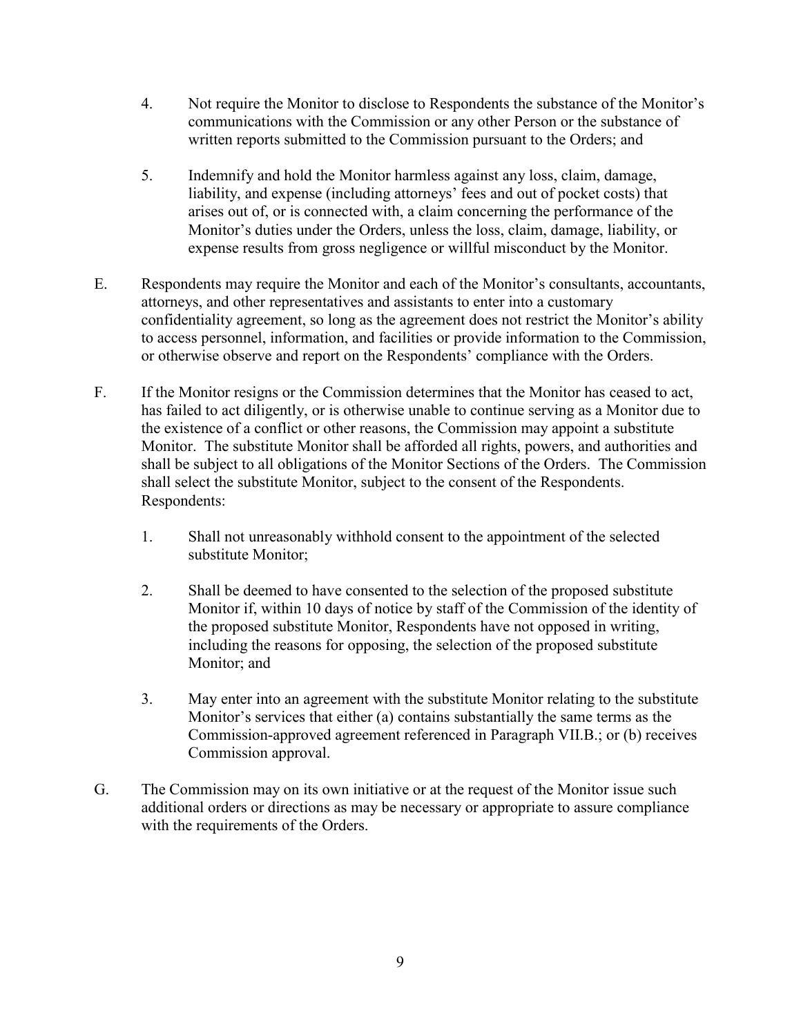4. Not require the Monitor to disclose to Respondents the substance of the Monitor's communications with the Commission or any other Person or the substance of written reports submitted to the Commission pursuant to the Orders; and

5. Indemnify and hold the Monitor harmless against any loss, claim, damage, liability, and expense (including attorneys' fees and out of pocket costs) that arises out of, or is connected with, a claim concerning the performance of the Monitor's duties under the Orders, unless the loss, claim, damage, liability, or expense results from gross negligence or willful misconduct by the Monitor.

E. Respondents may require the Monitor and each of the Monitor's consultants, accountants, attorneys, and other representatives and assistants to enter into a customary confidentiality agreement, so long as the agreement does not restrict the Monitor's ability to access personnel, information, and facilities or provide information to the Commission, or otherwise observe and report on the Respondents' compliance with the Orders.

F. If the Monitor resigns or the Commission determines that the Monitor has ceased to act, has failed to act diligently, or is otherwise unable to continue serving as a Monitor due to the existence of a conflict or other reasons, the Commission may appoint a substitute Monitor. The substitute Monitor shall be afforded all rights, powers, and authorities and shall be subject to all obligations of the Monitor Sections of the Orders. The Commission shall select the substitute Monitor, subject to the consent of the Respondents. Respondents:

   1. Shall not unreasonably withhold consent to the appointment of the selected substitute Monitor;

   2. Shall be deemed to have consented to the selection of the proposed substitute Monitor if, within 10 days of notice by staff of the Commission of the identity of the proposed substitute Monitor, Respondents have not opposed in writing, including the reasons for opposing, the selection of the proposed substitute Monitor; and

   3. May enter into an agreement with the substitute Monitor relating to the substitute Monitor's services that either (a) contains substantially the same terms as the Commission-approved agreement referenced in Paragraph VII.B.; or (b) receives Commission approval.

G. The Commission may on its own initiative or at the request of the Monitor issue such additional orders or directions as may be necessary or appropriate to assure compliance with the requirements of the Orders.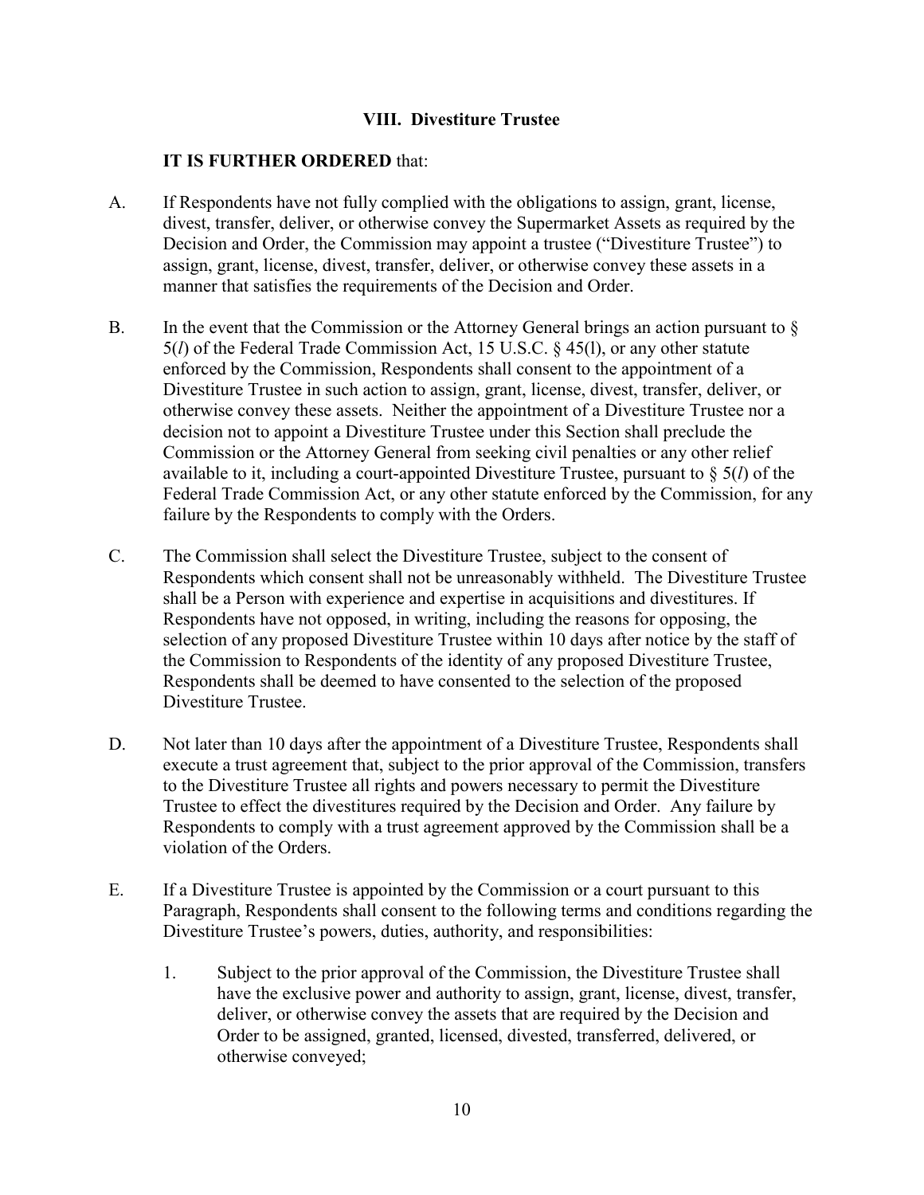### VIII. Divestiture Trustee

**IT IS FURTHER ORDERED** that:

A. If Respondents have not fully complied with the obligations to assign, grant, license, divest, transfer, deliver, or otherwise convey the Supermarket Assets as required by the Decision and Order, the Commission may appoint a trustee ("Divestiture Trustee") to assign, grant, license, divest, transfer, deliver, or otherwise convey these assets in a manner that satisfies the requirements of the Decision and Order.

B. In the event that the Commission or the Attorney General brings an action pursuant to § 5(*l*) of the Federal Trade Commission Act, 15 U.S.C. § 45(l), or any other statute enforced by the Commission, Respondents shall consent to the appointment of a Divestiture Trustee in such action to assign, grant, license, divest, transfer, deliver, or otherwise convey these assets. Neither the appointment of a Divestiture Trustee nor a decision not to appoint a Divestiture Trustee under this Section shall preclude the Commission or the Attorney General from seeking civil penalties or any other relief available to it, including a court-appointed Divestiture Trustee, pursuant to § 5(*l*) of the Federal Trade Commission Act, or any other statute enforced by the Commission, for any failure by the Respondents to comply with the Orders.

C. The Commission shall select the Divestiture Trustee, subject to the consent of Respondents which consent shall not be unreasonably withheld. The Divestiture Trustee shall be a Person with experience and expertise in acquisitions and divestitures. If Respondents have not opposed, in writing, including the reasons for opposing, the selection of any proposed Divestiture Trustee within 10 days after notice by the staff of the Commission to Respondents of the identity of any proposed Divestiture Trustee, Respondents shall be deemed to have consented to the selection of the proposed Divestiture Trustee.

D. Not later than 10 days after the appointment of a Divestiture Trustee, Respondents shall execute a trust agreement that, subject to the prior approval of the Commission, transfers to the Divestiture Trustee all rights and powers necessary to permit the Divestiture Trustee to effect the divestitures required by the Decision and Order. Any failure by Respondents to comply with a trust agreement approved by the Commission shall be a violation of the Orders.

E. If a Divestiture Trustee is appointed by the Commission or a court pursuant to this Paragraph, Respondents shall consent to the following terms and conditions regarding the Divestiture Trustee's powers, duties, authority, and responsibilities:

   1. Subject to the prior approval of the Commission, the Divestiture Trustee shall have the exclusive power and authority to assign, grant, license, divest, transfer, deliver, or otherwise convey the assets that are required by the Decision and Order to be assigned, granted, licensed, divested, transferred, delivered, or otherwise conveyed;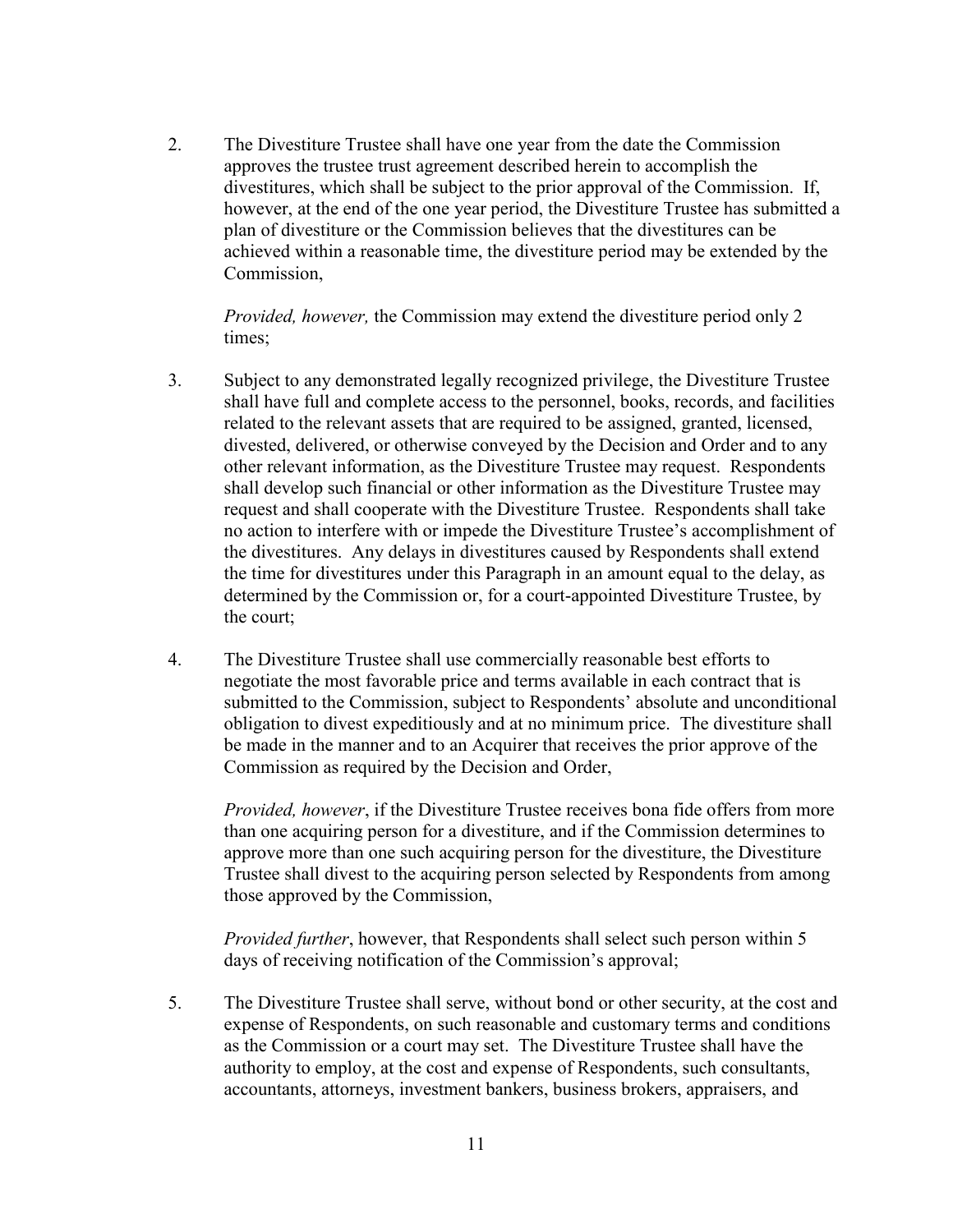2. The Divestiture Trustee shall have one year from the date the Commission approves the trustee trust agreement described herein to accomplish the divestitures, which shall be subject to the prior approval of the Commission. If, however, at the end of the one year period, the Divestiture Trustee has submitted a plan of divestiture or the Commission believes that the divestitures can be achieved within a reasonable time, the divestiture period may be extended by the Commission,

   *Provided, however,* the Commission may extend the divestiture period only 2 times;

3. Subject to any demonstrated legally recognized privilege, the Divestiture Trustee shall have full and complete access to the personnel, books, records, and facilities related to the relevant assets that are required to be assigned, granted, licensed, divested, delivered, or otherwise conveyed by the Decision and Order and to any other relevant information, as the Divestiture Trustee may request. Respondents shall develop such financial or other information as the Divestiture Trustee may request and shall cooperate with the Divestiture Trustee. Respondents shall take no action to interfere with or impede the Divestiture Trustee's accomplishment of the divestitures. Any delays in divestitures caused by Respondents shall extend the time for divestitures under this Paragraph in an amount equal to the delay, as determined by the Commission or, for a court-appointed Divestiture Trustee, by the court;

4. The Divestiture Trustee shall use commercially reasonable best efforts to negotiate the most favorable price and terms available in each contract that is submitted to the Commission, subject to Respondents' absolute and unconditional obligation to divest expeditiously and at no minimum price. The divestiture shall be made in the manner and to an Acquirer that receives the prior approve of the Commission as required by the Decision and Order,

   *Provided, however*, if the Divestiture Trustee receives bona fide offers from more than one acquiring person for a divestiture, and if the Commission determines to approve more than one such acquiring person for the divestiture, the Divestiture Trustee shall divest to the acquiring person selected by Respondents from among those approved by the Commission,

   *Provided further*, however, that Respondents shall select such person within 5 days of receiving notification of the Commission's approval;

5. The Divestiture Trustee shall serve, without bond or other security, at the cost and expense of Respondents, on such reasonable and customary terms and conditions as the Commission or a court may set. The Divestiture Trustee shall have the authority to employ, at the cost and expense of Respondents, such consultants, accountants, attorneys, investment bankers, business brokers, appraisers, and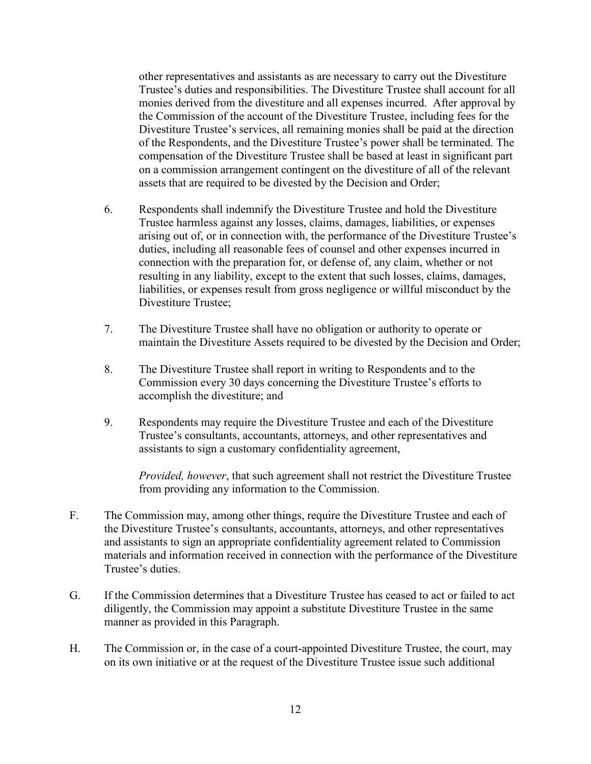other representatives and assistants as are necessary to carry out the Divestiture Trustee's duties and responsibilities. The Divestiture Trustee shall account for all monies derived from the divestiture and all expenses incurred. After approval by the Commission of the account of the Divestiture Trustee, including fees for the Divestiture Trustee's services, all remaining monies shall be paid at the direction of the Respondents, and the Divestiture Trustee's power shall be terminated. The compensation of the Divestiture Trustee shall be based at least in significant part on a commission arrangement contingent on the divestiture of all of the relevant assets that are required to be divested by the Decision and Order;

6. Respondents shall indemnify the Divestiture Trustee and hold the Divestiture Trustee harmless against any losses, claims, damages, liabilities, or expenses arising out of, or in connection with, the performance of the Divestiture Trustee's duties, including all reasonable fees of counsel and other expenses incurred in connection with the preparation for, or defense of, any claim, whether or not resulting in any liability, except to the extent that such losses, claims, damages, liabilities, or expenses result from gross negligence or willful misconduct by the Divestiture Trustee;

7. The Divestiture Trustee shall have no obligation or authority to operate or maintain the Divestiture Assets required to be divested by the Decision and Order;

8. The Divestiture Trustee shall report in writing to Respondents and to the Commission every 30 days concerning the Divestiture Trustee's efforts to accomplish the divestiture; and

9. Respondents may require the Divestiture Trustee and each of the Divestiture Trustee's consultants, accountants, attorneys, and other representatives and assistants to sign a customary confidentiality agreement,

   *Provided, however*, that such agreement shall not restrict the Divestiture Trustee from providing any information to the Commission.

F. The Commission may, among other things, require the Divestiture Trustee and each of the Divestiture Trustee's consultants, accountants, attorneys, and other representatives and assistants to sign an appropriate confidentiality agreement related to Commission materials and information received in connection with the performance of the Divestiture Trustee's duties.

G. If the Commission determines that a Divestiture Trustee has ceased to act or failed to act diligently, the Commission may appoint a substitute Divestiture Trustee in the same manner as provided in this Paragraph.

H. The Commission or, in the case of a court-appointed Divestiture Trustee, the court, may on its own initiative or at the request of the Divestiture Trustee issue such additional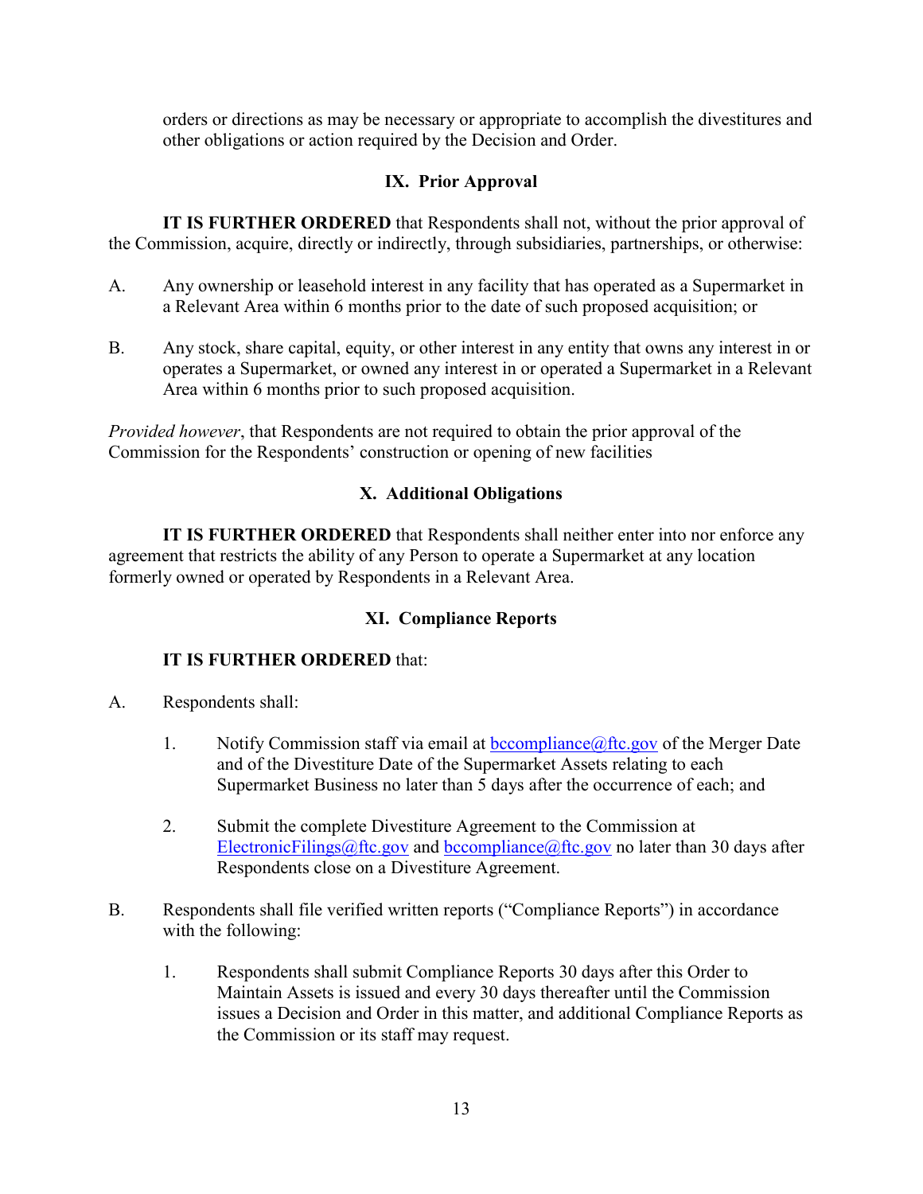orders or directions as may be necessary or appropriate to accomplish the divestitures and other obligations or action required by the Decision and Order.

## IX. Prior Approval

**IT IS FURTHER ORDERED** that Respondents shall not, without the prior approval of the Commission, acquire, directly or indirectly, through subsidiaries, partnerships, or otherwise:

A. Any ownership or leasehold interest in any facility that has operated as a Supermarket in a Relevant Area within 6 months prior to the date of such proposed acquisition; or

B. Any stock, share capital, equity, or other interest in any entity that owns any interest in or operates a Supermarket, or owned any interest in or operated a Supermarket in a Relevant Area within 6 months prior to such proposed acquisition.

*Provided however*, that Respondents are not required to obtain the prior approval of the Commission for the Respondents' construction or opening of new facilities

## X. Additional Obligations

**IT IS FURTHER ORDERED** that Respondents shall neither enter into nor enforce any agreement that restricts the ability of any Person to operate a Supermarket at any location formerly owned or operated by Respondents in a Relevant Area.

## XI. Compliance Reports

**IT IS FURTHER ORDERED** that:

A. Respondents shall:

1. Notify Commission staff via email at bccompliance@ftc.gov of the Merger Date and of the Divestiture Date of the Supermarket Assets relating to each Supermarket Business no later than 5 days after the occurrence of each; and

2. Submit the complete Divestiture Agreement to the Commission at ElectronicFilings@ftc.gov and bccompliance@ftc.gov no later than 30 days after Respondents close on a Divestiture Agreement.

B. Respondents shall file verified written reports ("Compliance Reports") in accordance with the following:

1. Respondents shall submit Compliance Reports 30 days after this Order to Maintain Assets is issued and every 30 days thereafter until the Commission issues a Decision and Order in this matter, and additional Compliance Reports as the Commission or its staff may request.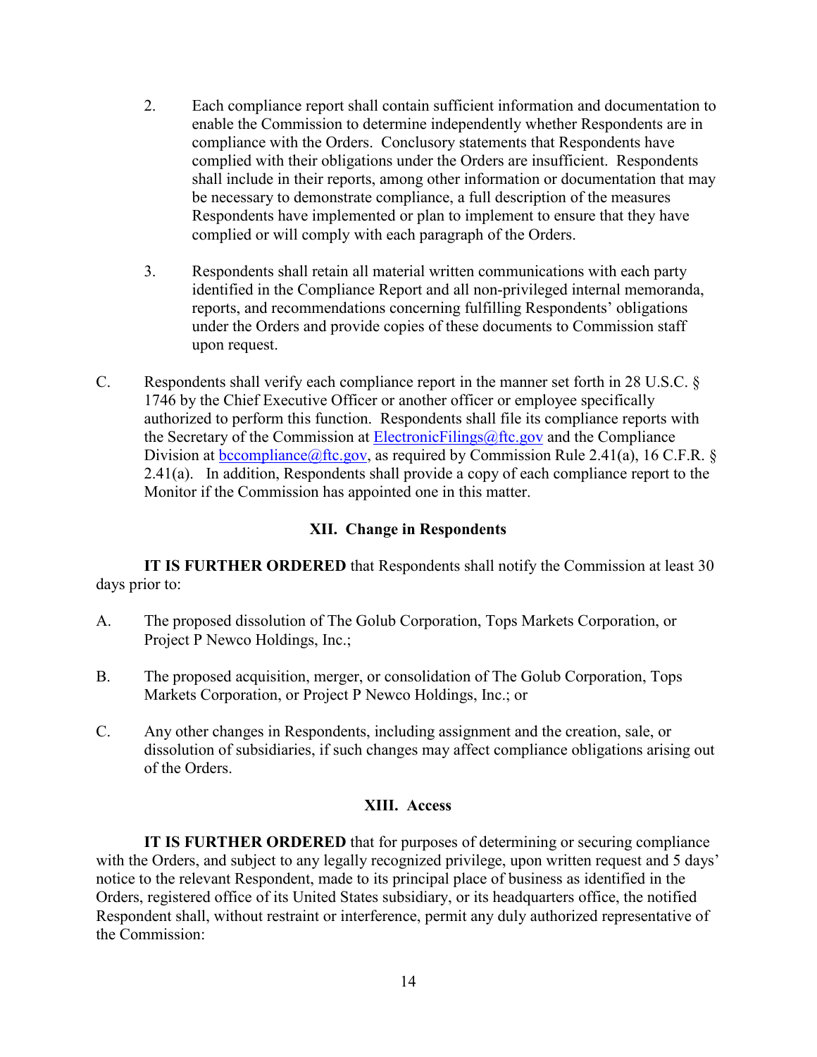2. Each compliance report shall contain sufficient information and documentation to enable the Commission to determine independently whether Respondents are in compliance with the Orders. Conclusory statements that Respondents have complied with their obligations under the Orders are insufficient. Respondents shall include in their reports, among other information or documentation that may be necessary to demonstrate compliance, a full description of the measures Respondents have implemented or plan to implement to ensure that they have complied or will comply with each paragraph of the Orders.

3. Respondents shall retain all material written communications with each party identified in the Compliance Report and all non-privileged internal memoranda, reports, and recommendations concerning fulfilling Respondents' obligations under the Orders and provide copies of these documents to Commission staff upon request.

C. Respondents shall verify each compliance report in the manner set forth in 28 U.S.C. § 1746 by the Chief Executive Officer or another officer or employee specifically authorized to perform this function. Respondents shall file its compliance reports with the Secretary of the Commission at ElectronicFilings@ftc.gov and the Compliance Division at bccompliance@ftc.gov, as required by Commission Rule 2.41(a), 16 C.F.R. § 2.41(a). In addition, Respondents shall provide a copy of each compliance report to the Monitor if the Commission has appointed one in this matter.

### XII. Change in Respondents

**IT IS FURTHER ORDERED** that Respondents shall notify the Commission at least 30 days prior to:

A. The proposed dissolution of The Golub Corporation, Tops Markets Corporation, or Project P Newco Holdings, Inc.;

B. The proposed acquisition, merger, or consolidation of The Golub Corporation, Tops Markets Corporation, or Project P Newco Holdings, Inc.; or

C. Any other changes in Respondents, including assignment and the creation, sale, or dissolution of subsidiaries, if such changes may affect compliance obligations arising out of the Orders.

### XIII. Access

**IT IS FURTHER ORDERED** that for purposes of determining or securing compliance with the Orders, and subject to any legally recognized privilege, upon written request and 5 days' notice to the relevant Respondent, made to its principal place of business as identified in the Orders, registered office of its United States subsidiary, or its headquarters office, the notified Respondent shall, without restraint or interference, permit any duly authorized representative of the Commission: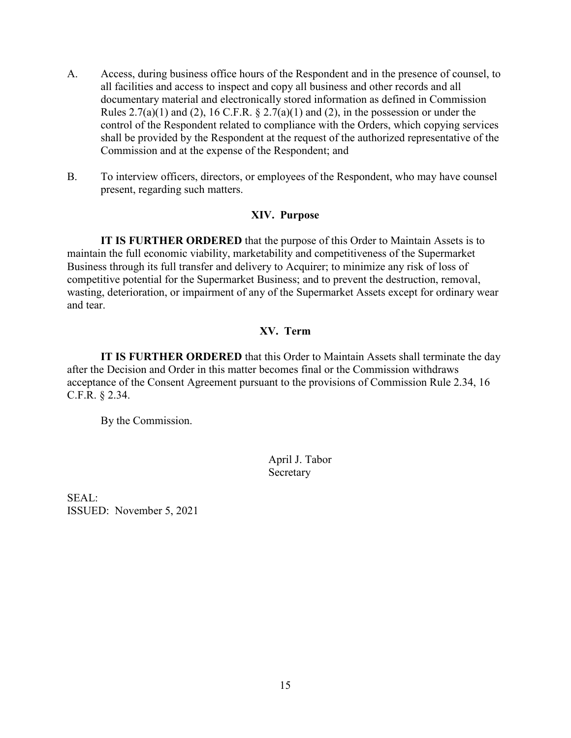A. Access, during business office hours of the Respondent and in the presence of counsel, to all facilities and access to inspect and copy all business and other records and all documentary material and electronically stored information as defined in Commission Rules 2.7(a)(1) and (2), 16 C.F.R. § 2.7(a)(1) and (2), in the possession or under the control of the Respondent related to compliance with the Orders, which copying services shall be provided by the Respondent at the request of the authorized representative of the Commission and at the expense of the Respondent; and

B. To interview officers, directors, or employees of the Respondent, who may have counsel present, regarding such matters.

### XIV. Purpose

**IT IS FURTHER ORDERED** that the purpose of this Order to Maintain Assets is to maintain the full economic viability, marketability and competitiveness of the Supermarket Business through its full transfer and delivery to Acquirer; to minimize any risk of loss of competitive potential for the Supermarket Business; and to prevent the destruction, removal, wasting, deterioration, or impairment of any of the Supermarket Assets except for ordinary wear and tear.

### XV. Term

**IT IS FURTHER ORDERED** that this Order to Maintain Assets shall terminate the day after the Decision and Order in this matter becomes final or the Commission withdraws acceptance of the Consent Agreement pursuant to the provisions of Commission Rule 2.34, 16 C.F.R. § 2.34.

By the Commission.

April J. Tabor
Secretary

SEAL:
ISSUED: November 5, 2021